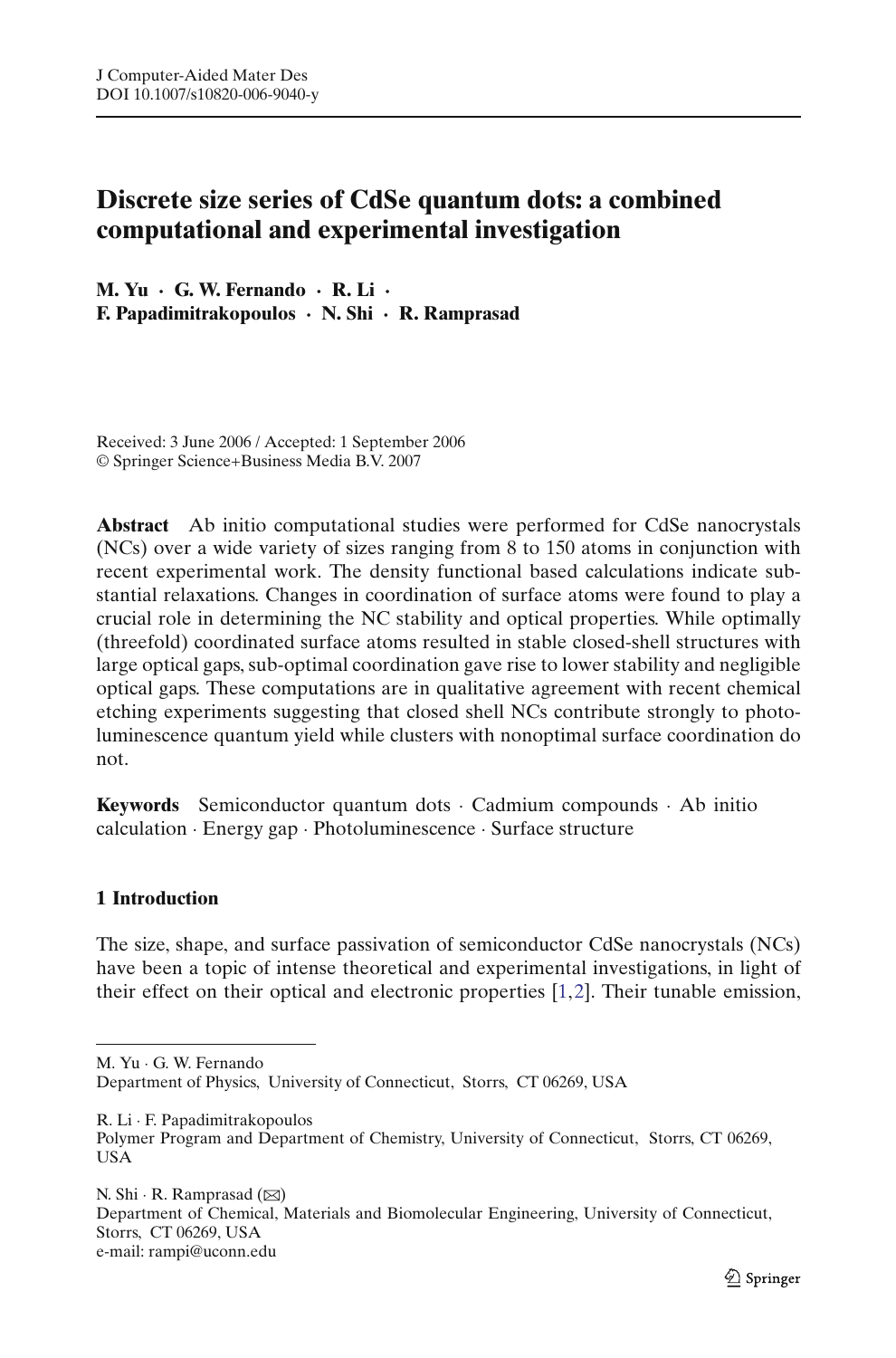J Computer-Aided Mater Des
DOI 10.1007/s10820-006-9040-y

# Discrete size series of CdSe quantum dots: a combined computational and experimental investigation

**M. Yu · G. W. Fernando · R. Li · F. Papadimitrakopoulos · N. Shi · R. Ramprasad**

Received: 3 June 2006 / Accepted: 1 September 2006
© Springer Science+Business Media B.V. 2007

**Abstract** Ab initio computational studies were performed for CdSe nanocrystals (NCs) over a wide variety of sizes ranging from 8 to 150 atoms in conjunction with recent experimental work. The density functional based calculations indicate substantial relaxations. Changes in coordination of surface atoms were found to play a crucial role in determining the NC stability and optical properties. While optimally (threefold) coordinated surface atoms resulted in stable closed-shell structures with large optical gaps, sub-optimal coordination gave rise to lower stability and negligible optical gaps. These computations are in qualitative agreement with recent chemical etching experiments suggesting that closed shell NCs contribute strongly to photoluminescence quantum yield while clusters with nonoptimal surface coordination do not.

**Keywords** Semiconductor quantum dots · Cadmium compounds · Ab initio calculation · Energy gap · Photoluminescence · Surface structure

## 1 Introduction

The size, shape, and surface passivation of semiconductor CdSe nanocrystals (NCs) have been a topic of intense theoretical and experimental investigations, in light of their effect on their optical and electronic properties [1,2]. Their tunable emission,

---

M. Yu · G. W. Fernando
Department of Physics, University of Connecticut, Storrs, CT 06269, USA

R. Li · F. Papadimitrakopoulos
Polymer Program and Department of Chemistry, University of Connecticut, Storrs, CT 06269, USA

N. Shi · R. Ramprasad (✉)
Department of Chemical, Materials and Biomolecular Engineering, University of Connecticut, Storrs, CT 06269, USA
e-mail: rampi@uconn.edu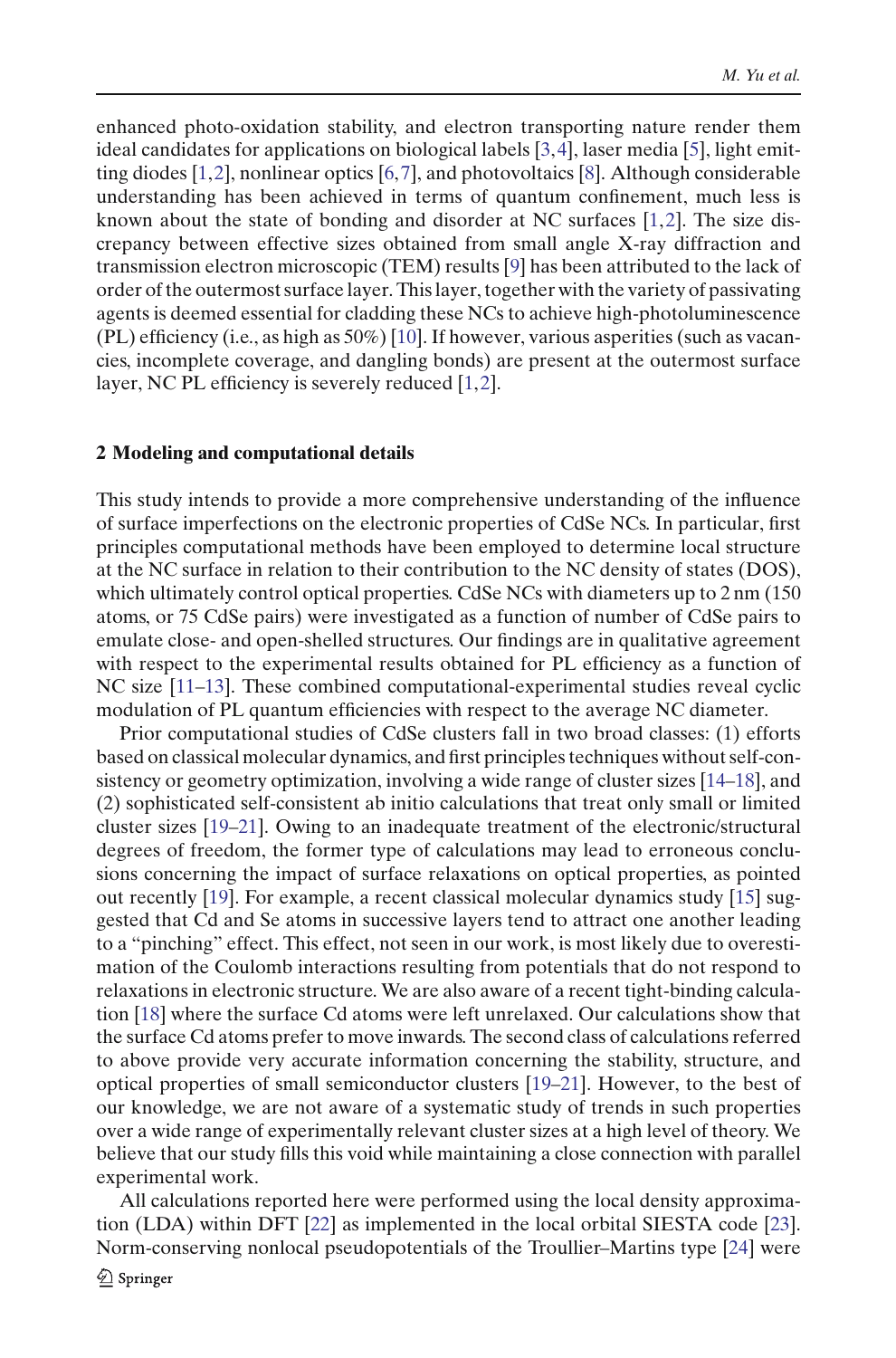enhanced photo-oxidation stability, and electron transporting nature render them ideal candidates for applications on biological labels [3,4], laser media [5], light emitting diodes [1,2], nonlinear optics [6,7], and photovoltaics [8]. Although considerable understanding has been achieved in terms of quantum confinement, much less is known about the state of bonding and disorder at NC surfaces [1,2]. The size discrepancy between effective sizes obtained from small angle X-ray diffraction and transmission electron microscopic (TEM) results [9] has been attributed to the lack of order of the outermost surface layer. This layer, together with the variety of passivating agents is deemed essential for cladding these NCs to achieve high-photoluminescence (PL) efficiency (i.e., as high as 50%) [10]. If however, various asperities (such as vacancies, incomplete coverage, and dangling bonds) are present at the outermost surface layer, NC PL efficiency is severely reduced [1,2].

## 2 Modeling and computational details

This study intends to provide a more comprehensive understanding of the influence of surface imperfections on the electronic properties of CdSe NCs. In particular, first principles computational methods have been employed to determine local structure at the NC surface in relation to their contribution to the NC density of states (DOS), which ultimately control optical properties. CdSe NCs with diameters up to 2 nm (150 atoms, or 75 CdSe pairs) were investigated as a function of number of CdSe pairs to emulate close- and open-shelled structures. Our findings are in qualitative agreement with respect to the experimental results obtained for PL efficiency as a function of NC size [11–13]. These combined computational-experimental studies reveal cyclic modulation of PL quantum efficiencies with respect to the average NC diameter.

Prior computational studies of CdSe clusters fall in two broad classes: (1) efforts based on classical molecular dynamics, and first principles techniques without self-consistency or geometry optimization, involving a wide range of cluster sizes [14–18], and (2) sophisticated self-consistent ab initio calculations that treat only small or limited cluster sizes [19–21]. Owing to an inadequate treatment of the electronic/structural degrees of freedom, the former type of calculations may lead to erroneous conclusions concerning the impact of surface relaxations on optical properties, as pointed out recently [19]. For example, a recent classical molecular dynamics study [15] suggested that Cd and Se atoms in successive layers tend to attract one another leading to a "pinching" effect. This effect, not seen in our work, is most likely due to overestimation of the Coulomb interactions resulting from potentials that do not respond to relaxations in electronic structure. We are also aware of a recent tight-binding calculation [18] where the surface Cd atoms were left unrelaxed. Our calculations show that the surface Cd atoms prefer to move inwards. The second class of calculations referred to above provide very accurate information concerning the stability, structure, and optical properties of small semiconductor clusters [19–21]. However, to the best of our knowledge, we are not aware of a systematic study of trends in such properties over a wide range of experimentally relevant cluster sizes at a high level of theory. We believe that our study fills this void while maintaining a close connection with parallel experimental work.

All calculations reported here were performed using the local density approximation (LDA) within DFT [22] as implemented in the local orbital SIESTA code [23]. Norm-conserving nonlocal pseudopotentials of the Troullier–Martins type [24] were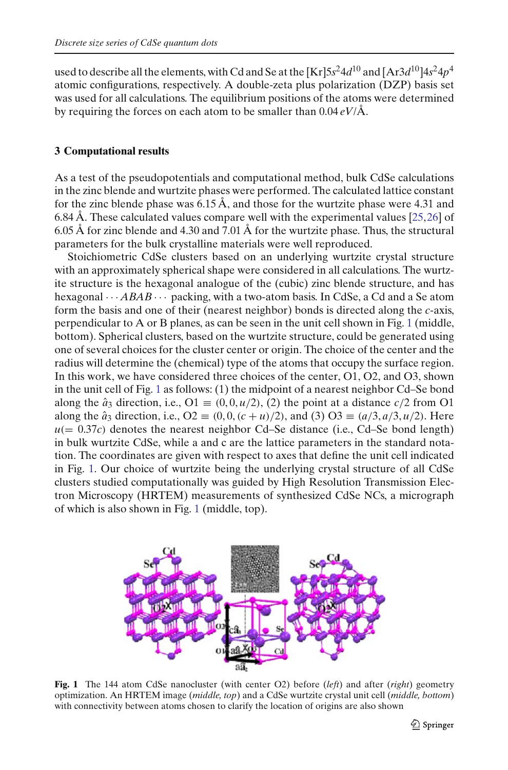used to describe all the elements, with Cd and Se at the [Kr]$5s^2 4d^{10}$ and [Ar$3d^{10}$]$4s^2 4p^4$ atomic configurations, respectively. A double-zeta plus polarization (DZP) basis set was used for all calculations. The equilibrium positions of the atoms were determined by requiring the forces on each atom to be smaller than 0.04 $eV$/Å.

## 3 Computational results

As a test of the pseudopotentials and computational method, bulk CdSe calculations in the zinc blende and wurtzite phases were performed. The calculated lattice constant for the zinc blende phase was 6.15 Å, and those for the wurtzite phase were 4.31 and 6.84 Å. These calculated values compare well with the experimental values [25,26] of 6.05 Å for zinc blende and 4.30 and 7.01 Å for the wurtzite phase. Thus, the structural parameters for the bulk crystalline materials were well reproduced.

Stoichiometric CdSe clusters based on an underlying wurtzite crystal structure with an approximately spherical shape were considered in all calculations. The wurtzite structure is the hexagonal analogue of the (cubic) zinc blende structure, and has hexagonal $\cdots ABAB \cdots$ packing, with a two-atom basis. In CdSe, a Cd and a Se atom form the basis and one of their (nearest neighbor) bonds is directed along the $c$-axis, perpendicular to A or B planes, as can be seen in the unit cell shown in Fig. 1 (middle, bottom). Spherical clusters, based on the wurtzite structure, could be generated using one of several choices for the cluster center or origin. The choice of the center and the radius will determine the (chemical) type of the atoms that occupy the surface region. In this work, we have considered three choices of the center, O1, O2, and O3, shown in the unit cell of Fig. 1 as follows: (1) the midpoint of a nearest neighbor Cd–Se bond along the $\hat{a}_3$ direction, i.e., O1 $\equiv (0, 0, u/2)$, (2) the point at a distance $c/2$ from O1 along the $\hat{a}_3$ direction, i.e., O2 $\equiv (0, 0, (c + u)/2)$, and (3) O3 $\equiv (a/3, a/3, u/2)$. Here $u(= 0.37c)$ denotes the nearest neighbor Cd–Se distance (i.e., Cd–Se bond length) in bulk wurtzite CdSe, while a and c are the lattice parameters in the standard notation. The coordinates are given with respect to axes that define the unit cell indicated in Fig. 1. Our choice of wurtzite being the underlying crystal structure of all CdSe clusters studied computationally was guided by High Resolution Transmission Electron Microscopy (HRTEM) measurements of synthesized CdSe NCs, a micrograph of which is also shown in Fig. 1 (middle, top).

**Fig. 1** The 144 atom CdSe nanocluster (with center O2) before (*left*) and after (*right*) geometry optimization. An HRTEM image (*middle, top*) and a CdSe wurtzite crystal unit cell (*middle, bottom*) with connectivity between atoms chosen to clarify the location of origins are also shown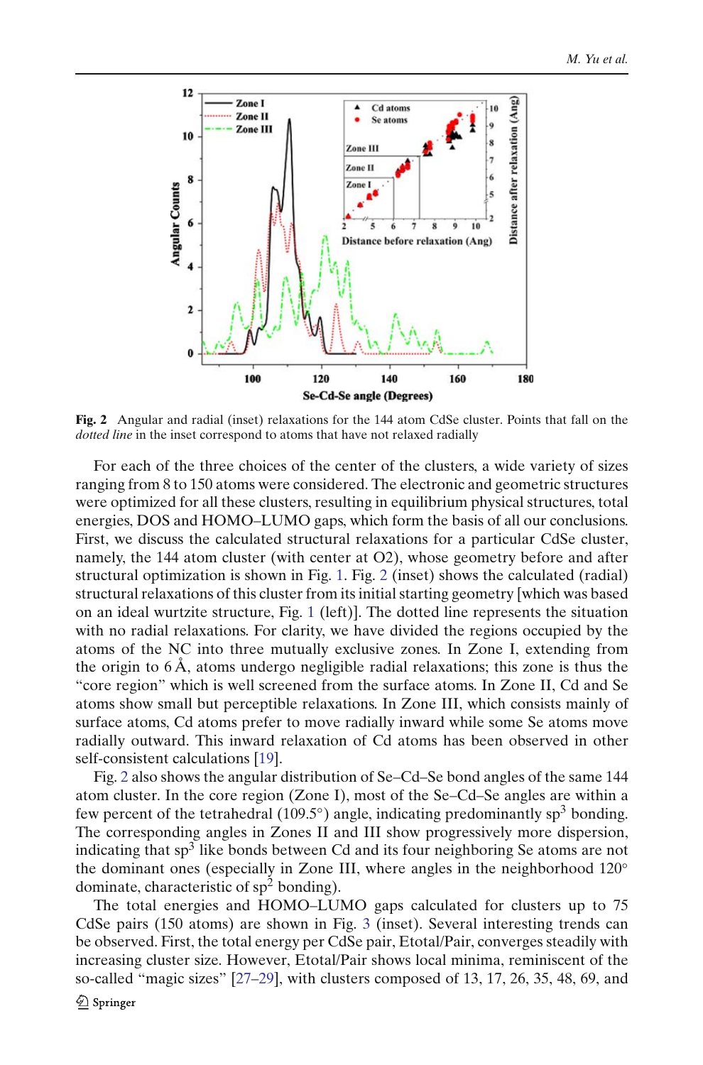**Fig. 2** Angular and radial (inset) relaxations for the 144 atom CdSe cluster. Points that fall on the *dotted line* in the inset correspond to atoms that have not relaxed radially

For each of the three choices of the center of the clusters, a wide variety of sizes ranging from 8 to 150 atoms were considered. The electronic and geometric structures were optimized for all these clusters, resulting in equilibrium physical structures, total energies, DOS and HOMO–LUMO gaps, which form the basis of all our conclusions. First, we discuss the calculated structural relaxations for a particular CdSe cluster, namely, the 144 atom cluster (with center at O2), whose geometry before and after structural optimization is shown in Fig. 1. Fig. 2 (inset) shows the calculated (radial) structural relaxations of this cluster from its initial starting geometry [which was based on an ideal wurtzite structure, Fig. 1 (left)]. The dotted line represents the situation with no radial relaxations. For clarity, we have divided the regions occupied by the atoms of the NC into three mutually exclusive zones. In Zone I, extending from the origin to 6 Å, atoms undergo negligible radial relaxations; this zone is thus the "core region" which is well screened from the surface atoms. In Zone II, Cd and Se atoms show small but perceptible relaxations. In Zone III, which consists mainly of surface atoms, Cd atoms prefer to move radially inward while some Se atoms move radially outward. This inward relaxation of Cd atoms has been observed in other self-consistent calculations [19].

Fig. 2 also shows the angular distribution of Se–Cd–Se bond angles of the same 144 atom cluster. In the core region (Zone I), most of the Se–Cd–Se angles are within a few percent of the tetrahedral (109.5°) angle, indicating predominantly $sp^3$ bonding. The corresponding angles in Zones II and III show progressively more dispersion, indicating that $sp^3$ like bonds between Cd and its four neighboring Se atoms are not the dominant ones (especially in Zone III, where angles in the neighborhood 120° dominate, characteristic of $sp^2$ bonding).

The total energies and HOMO–LUMO gaps calculated for clusters up to 75 CdSe pairs (150 atoms) are shown in Fig. 3 (inset). Several interesting trends can be observed. First, the total energy per CdSe pair, Etotal/Pair, converges steadily with increasing cluster size. However, Etotal/Pair shows local minima, reminiscent of the so-called "magic sizes" [27–29], with clusters composed of 13, 17, 26, 35, 48, 69, and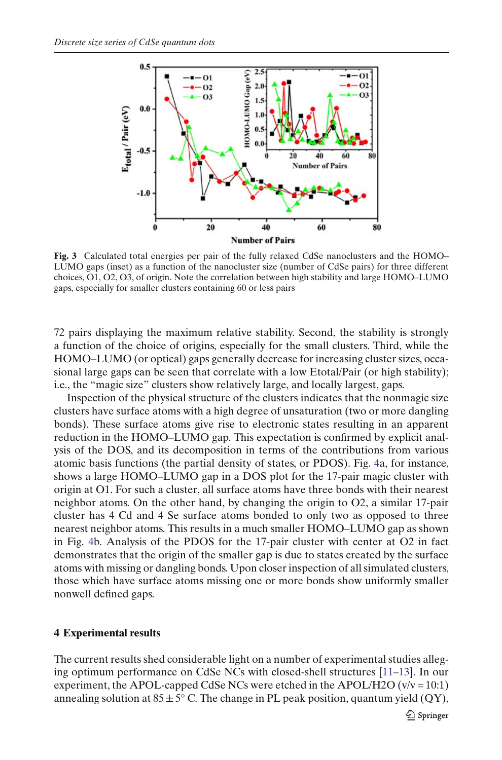**Fig. 3** Calculated total energies per pair of the fully relaxed CdSe nanoclusters and the HOMO–LUMO gaps (inset) as a function of the nanocluster size (number of CdSe pairs) for three different choices, O1, O2, O3, of origin. Note the correlation between high stability and large HOMO–LUMO gaps, especially for smaller clusters containing 60 or less pairs

72 pairs displaying the maximum relative stability. Second, the stability is strongly a function of the choice of origins, especially for the small clusters. Third, while the HOMO–LUMO (or optical) gaps generally decrease for increasing cluster sizes, occasional large gaps can be seen that correlate with a low Etotal/Pair (or high stability); i.e., the "magic size" clusters show relatively large, and locally largest, gaps.

Inspection of the physical structure of the clusters indicates that the nonmagic size clusters have surface atoms with a high degree of unsaturation (two or more dangling bonds). These surface atoms give rise to electronic states resulting in an apparent reduction in the HOMO–LUMO gap. This expectation is confirmed by explicit analysis of the DOS, and its decomposition in terms of the contributions from various atomic basis functions (the partial density of states, or PDOS). Fig. 4a, for instance, shows a large HOMO–LUMO gap in a DOS plot for the 17-pair magic cluster with origin at O1. For such a cluster, all surface atoms have three bonds with their nearest neighbor atoms. On the other hand, by changing the origin to O2, a similar 17-pair cluster has 4 Cd and 4 Se surface atoms bonded to only two as opposed to three nearest neighbor atoms. This results in a much smaller HOMO–LUMO gap as shown in Fig. 4b. Analysis of the PDOS for the 17-pair cluster with center at O2 in fact demonstrates that the origin of the smaller gap is due to states created by the surface atoms with missing or dangling bonds. Upon closer inspection of all simulated clusters, those which have surface atoms missing one or more bonds show uniformly smaller nonwell defined gaps.

## 4 Experimental results

The current results shed considerable light on a number of experimental studies alleging optimum performance on CdSe NCs with closed-shell structures [11–13]. In our experiment, the APOL-capped CdSe NCs were etched in the APOL/H2O (v/v = 10:1) annealing solution at $85 \pm 5°$ C. The change in PL peak position, quantum yield (QY),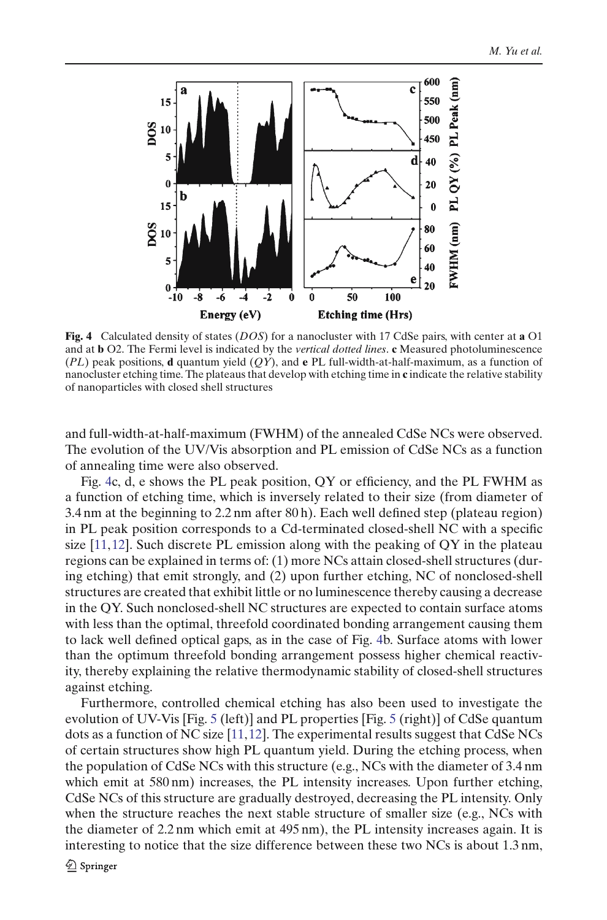**Fig. 4** Calculated density of states (*DOS*) for a nanocluster with 17 CdSe pairs, with center at **a** O1 and at **b** O2. The Fermi level is indicated by the *vertical dotted lines*. **c** Measured photoluminescence (*PL*) peak positions, **d** quantum yield (*QY*), and **e** PL full-width-at-half-maximum, as a function of nanocluster etching time. The plateaus that develop with etching time in **c** indicate the relative stability of nanoparticles with closed shell structures

and full-width-at-half-maximum (FWHM) of the annealed CdSe NCs were observed. The evolution of the UV/Vis absorption and PL emission of CdSe NCs as a function of annealing time were also observed.

Fig. 4c, d, e shows the PL peak position, QY or efficiency, and the PL FWHM as a function of etching time, which is inversely related to their size (from diameter of 3.4 nm at the beginning to 2.2 nm after 80 h). Each well defined step (plateau region) in PL peak position corresponds to a Cd-terminated closed-shell NC with a specific size [11,12]. Such discrete PL emission along with the peaking of QY in the plateau regions can be explained in terms of: (1) more NCs attain closed-shell structures (during etching) that emit strongly, and (2) upon further etching, NC of nonclosed-shell structures are created that exhibit little or no luminescence thereby causing a decrease in the QY. Such nonclosed-shell NC structures are expected to contain surface atoms with less than the optimal, threefold coordinated bonding arrangement causing them to lack well defined optical gaps, as in the case of Fig. 4b. Surface atoms with lower than the optimum threefold bonding arrangement possess higher chemical reactivity, thereby explaining the relative thermodynamic stability of closed-shell structures against etching.

Furthermore, controlled chemical etching has also been used to investigate the evolution of UV-Vis [Fig. 5 (left)] and PL properties [Fig. 5 (right)] of CdSe quantum dots as a function of NC size [11,12]. The experimental results suggest that CdSe NCs of certain structures show high PL quantum yield. During the etching process, when the population of CdSe NCs with this structure (e.g., NCs with the diameter of 3.4 nm which emit at 580 nm) increases, the PL intensity increases. Upon further etching, CdSe NCs of this structure are gradually destroyed, decreasing the PL intensity. Only when the structure reaches the next stable structure of smaller size (e.g., NCs with the diameter of 2.2 nm which emit at 495 nm), the PL intensity increases again. It is interesting to notice that the size difference between these two NCs is about 1.3 nm,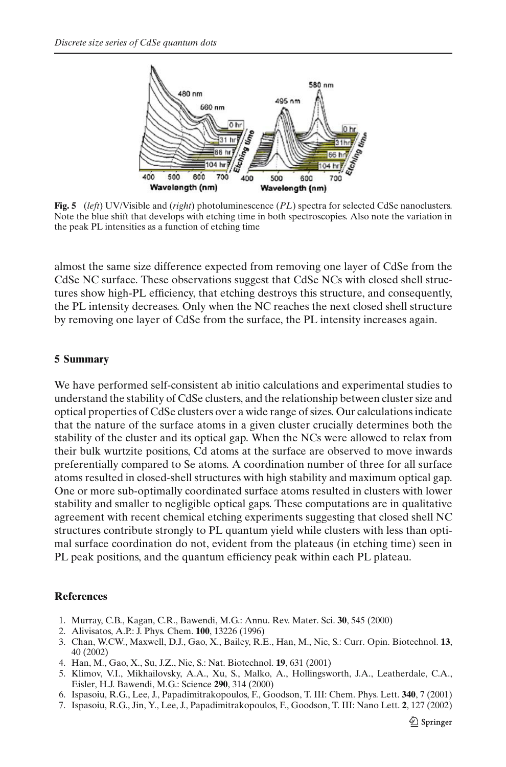480 nm
580 nm
0 hr
31 hr
66 hr
104 hr
Etching time
400 500 600 700
Wavelength (nm)

580 nm
495 nm
0 hr
31hr
66 hr
104 hr
Etching time
400 500 600 700
Wavelength (nm)

**Fig. 5** (*left*) UV/Visible and (*right*) photoluminescence (*PL*) spectra for selected CdSe nanoclusters. Note the blue shift that develops with etching time in both spectroscopies. Also note the variation in the peak PL intensities as a function of etching time

almost the same size difference expected from removing one layer of CdSe from the CdSe NC surface. These observations suggest that CdSe NCs with closed shell structures show high-PL efficiency, that etching destroys this structure, and consequently, the PL intensity decreases. Only when the NC reaches the next closed shell structure by removing one layer of CdSe from the surface, the PL intensity increases again.

## 5 Summary

We have performed self-consistent ab initio calculations and experimental studies to understand the stability of CdSe clusters, and the relationship between cluster size and optical properties of CdSe clusters over a wide range of sizes. Our calculations indicate that the nature of the surface atoms in a given cluster crucially determines both the stability of the cluster and its optical gap. When the NCs were allowed to relax from their bulk wurtzite positions, Cd atoms at the surface are observed to move inwards preferentially compared to Se atoms. A coordination number of three for all surface atoms resulted in closed-shell structures with high stability and maximum optical gap. One or more sub-optimally coordinated surface atoms resulted in clusters with lower stability and smaller to negligible optical gaps. These computations are in qualitative agreement with recent chemical etching experiments suggesting that closed shell NC structures contribute strongly to PL quantum yield while clusters with less than optimal surface coordination do not, evident from the plateaus (in etching time) seen in PL peak positions, and the quantum efficiency peak within each PL plateau.

## References

1. Murray, C.B., Kagan, C.R., Bawendi, M.G.: Annu. Rev. Mater. Sci. **30**, 545 (2000)
2. Alivisatos, A.P.: J. Phys. Chem. **100**, 13226 (1996)
3. Chan, W.CW., Maxwell, D.J., Gao, X., Bailey, R.E., Han, M., Nie, S.: Curr. Opin. Biotechnol. **13**, 40 (2002)
4. Han, M., Gao, X., Su, J.Z., Nie, S.: Nat. Biotechnol. **19**, 631 (2001)
5. Klimov, V.I., Mikhailovsky, A.A., Xu, S., Malko, A., Hollingsworth, J.A., Leatherdale, C.A., Eisler, H.J. Bawendi, M.G.: Science **290**, 314 (2000)
6. Ispasoiu, R.G., Lee, J., Papadimitrakopoulos, F., Goodson, T. III: Chem. Phys. Lett. **340**, 7 (2001)
7. Ispasoiu, R.G., Jin, Y., Lee, J., Papadimitrakopoulos, F., Goodson, T. III: Nano Lett. **2**, 127 (2002)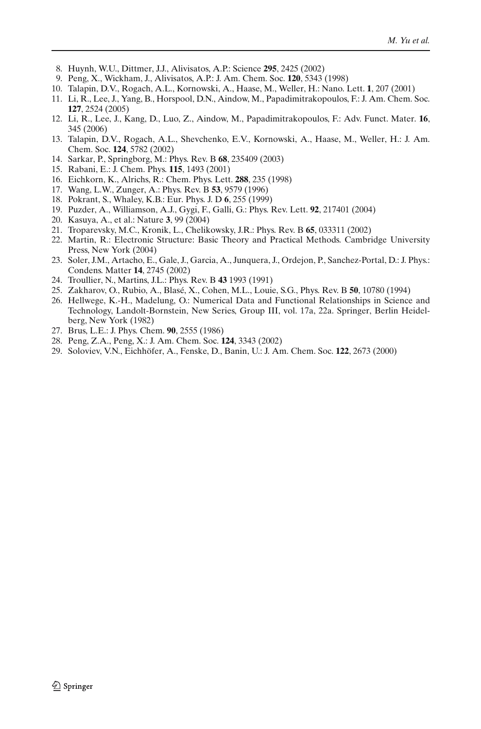8. Huynh, W.U., Dittmer, J.J., Alivisatos, A.P.: Science **295**, 2425 (2002)
9. Peng, X., Wickham, J., Alivisatos, A.P.: J. Am. Chem. Soc. **120**, 5343 (1998)
10. Talapin, D.V., Rogach, A.L., Kornowski, A., Haase, M., Weller, H.: Nano. Lett. **1**, 207 (2001)
11. Li, R., Lee, J., Yang, B., Horspool, D.N., Aindow, M., Papadimitrakopoulos, F.: J. Am. Chem. Soc. **127**, 2524 (2005)
12. Li, R., Lee, J., Kang, D., Luo, Z., Aindow, M., Papadimitrakopoulos, F.: Adv. Funct. Mater. **16**, 345 (2006)
13. Talapin, D.V., Rogach, A.L., Shevchenko, E.V., Kornowski, A., Haase, M., Weller, H.: J. Am. Chem. Soc. **124**, 5782 (2002)
14. Sarkar, P., Springborg, M.: Phys. Rev. B **68**, 235409 (2003)
15. Rabani, E.: J. Chem. Phys. **115**, 1493 (2001)
16. Eichkorn, K., Alrichs, R.: Chem. Phys. Lett. **288**, 235 (1998)
17. Wang, L.W., Zunger, A.: Phys. Rev. B **53**, 9579 (1996)
18. Pokrant, S., Whaley, K.B.: Eur. Phys. J. D **6**, 255 (1999)
19. Puzder, A., Williamson, A.J., Gygi, F., Galli, G.: Phys. Rev. Lett. **92**, 217401 (2004)
20. Kasuya, A., et al.: Nature **3**, 99 (2004)
21. Troparevsky, M.C., Kronik, L., Chelikowsky, J.R.: Phys. Rev. B **65**, 033311 (2002)
22. Martin, R.: Electronic Structure: Basic Theory and Practical Methods. Cambridge University Press, New York (2004)
23. Soler, J.M., Artacho, E., Gale, J., Garcia, A., Junquera, J., Ordejon, P., Sanchez-Portal, D.: J. Phys.: Condens. Matter **14**, 2745 (2002)
24. Troullier, N., Martins, J.L.: Phys. Rev. B **43** 1993 (1991)
25. Zakharov, O., Rubio, A., Blasé, X., Cohen, M.L., Louie, S.G., Phys. Rev. B **50**, 10780 (1994)
26. Hellwege, K.-H., Madelung, O.: Numerical Data and Functional Relationships in Science and Technology, Landolt-Bornstein, New Series, Group III, vol. 17a, 22a. Springer, Berlin Heidelberg, New York (1982)
27. Brus, L.E.: J. Phys. Chem. **90**, 2555 (1986)
28. Peng, Z.A., Peng, X.: J. Am. Chem. Soc. **124**, 3343 (2002)
29. Soloviev, V.N., Eichhöfer, A., Fenske, D., Banin, U.: J. Am. Chem. Soc. **122**, 2673 (2000)